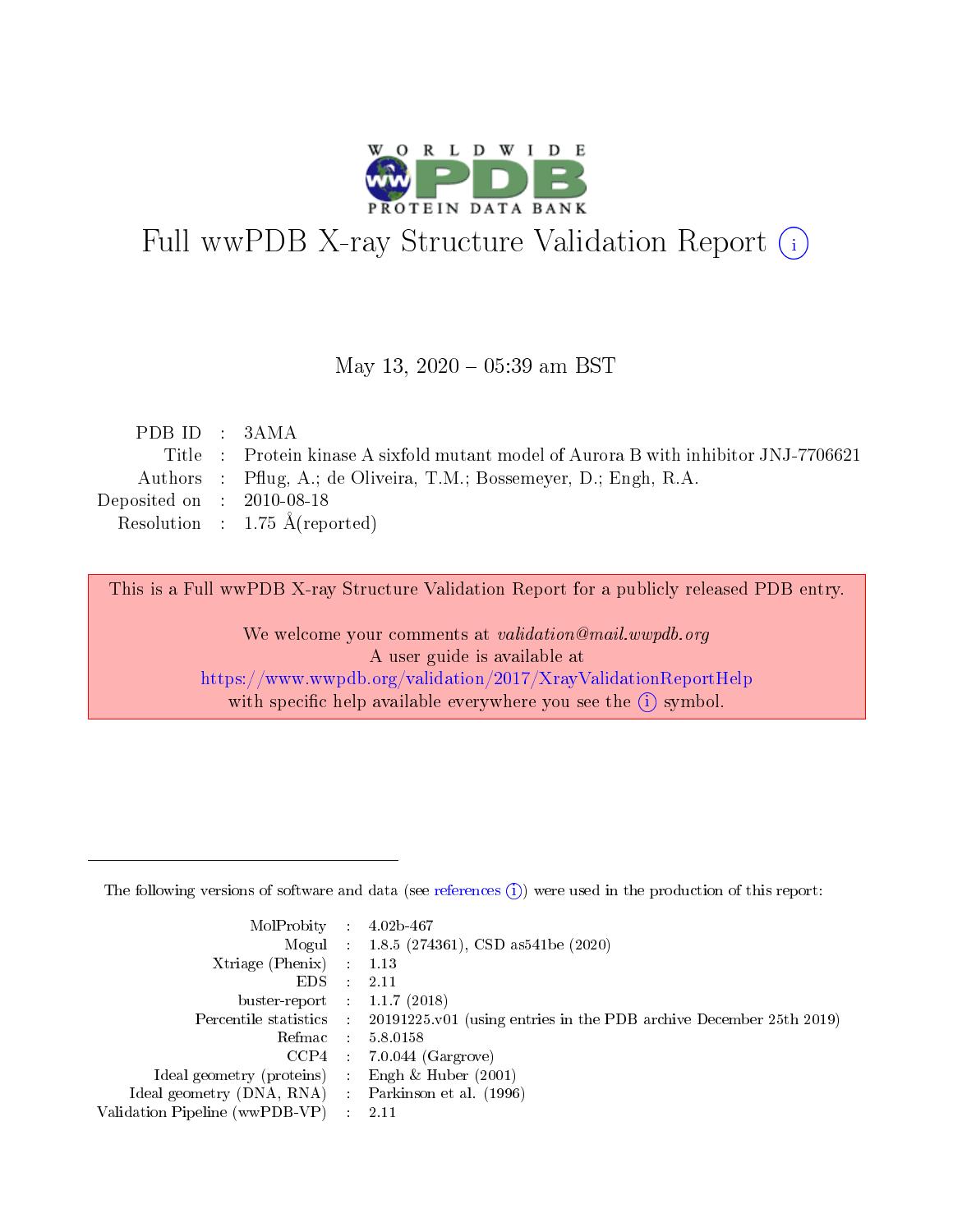# Full wwPDB X-ray Structure Validation Report (i)

May 13, 2020 – 05:39 am BST

| | | |
|---|---|---|
| PDB ID | : | 3AMA |
| Title | : | Protein kinase A sixfold mutant model of Aurora B with inhibitor JNJ-7706621 |
| Authors | : | Pflug, A.; de Oliveira, T.M.; Bossemeyer, D.; Engh, R.A. |
| Deposited on | : | 2010-08-18 |
| Resolution | : | 1.75 Å(reported) |

This is a Full wwPDB X-ray Structure Validation Report for a publicly released PDB entry.

We welcome your comments at *validation@mail.wwpdb.org*
A user guide is available at
https://www.wwpdb.org/validation/2017/XrayValidationReportHelp
with specific help available everywhere you see the (i) symbol.

---

The following versions of software and data (see references (i)) were used in the production of this report:

| | | |
|---|---|---|
| MolProbity | : | 4.02b-467 |
| Mogul | : | 1.8.5 (274361), CSD as541be (2020) |
| Xtriage (Phenix) | : | 1.13 |
| EDS | : | 2.11 |
| buster-report | : | 1.1.7 (2018) |
| Percentile statistics | : | 20191225.v01 (using entries in the PDB archive December 25th 2019) |
| Refmac | : | 5.8.0158 |
| CCP4 | : | 7.0.044 (Gargrove) |
| Ideal geometry (proteins) | : | Engh & Huber (2001) |
| Ideal geometry (DNA, RNA) | : | Parkinson et al. (1996) |
| Validation Pipeline (wwPDB-VP) | : | 2.11 |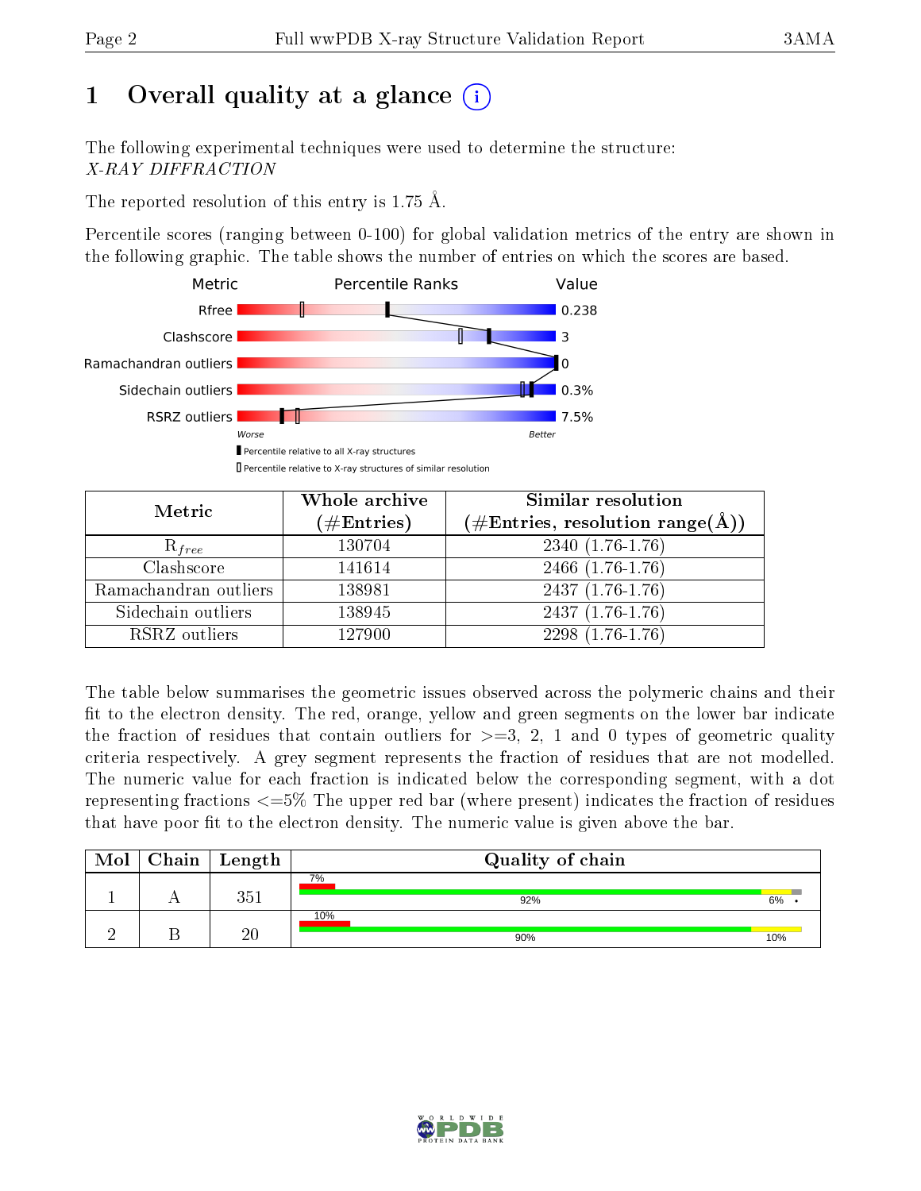# 1 Overall quality at a glance

The following experimental techniques were used to determine the structure:
*X-RAY DIFFRACTION*

The reported resolution of this entry is 1.75 Å.

Percentile scores (ranging between 0-100) for global validation metrics of the entry are shown in the following graphic. The table shows the number of entries on which the scores are based.

| Metric | Value |
|---|---|
| Rfree | 0.238 |
| Clashscore | 3 |
| Ramachandran outliers | 0 |
| Sidechain outliers | 0.3% |
| RSRZ outliers | 7.5% |

| Metric | Whole archive (#Entries) | Similar resolution (#Entries, resolution range(Å)) |
|---|---|---|
| $R_{free}$ | 130704 | 2340 (1.76-1.76) |
| Clashscore | 141614 | 2466 (1.76-1.76) |
| Ramachandran outliers | 138981 | 2437 (1.76-1.76) |
| Sidechain outliers | 138945 | 2437 (1.76-1.76) |
| RSRZ outliers | 127900 | 2298 (1.76-1.76) |

The table below summarises the geometric issues observed across the polymeric chains and their fit to the electron density. The red, orange, yellow and green segments on the lower bar indicate the fraction of residues that contain outliers for >=3, 2, 1 and 0 types of geometric quality criteria respectively. A grey segment represents the fraction of residues that are not modelled. The numeric value for each fraction is indicated below the corresponding segment, with a dot representing fractions <=5% The upper red bar (where present) indicates the fraction of residues that have poor fit to the electron density. The numeric value is given above the bar.

| Mol | Chain | Length | Quality of chain |
|---|---|---|---|
| 1 | A | 351 | 7% (poor fit); 92%, 6%, • |
| 2 | B | 20 | 10% (poor fit); 90%, 10% |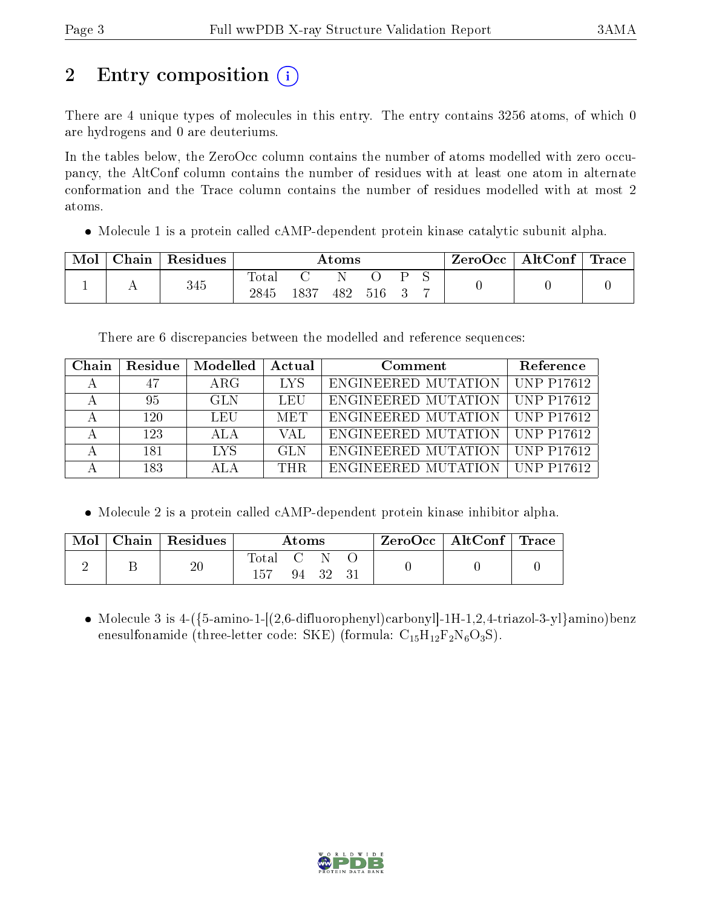# 2 Entry composition (i)

There are 4 unique types of molecules in this entry. The entry contains 3256 atoms, of which 0 are hydrogens and 0 are deuteriums.

In the tables below, the ZeroOcc column contains the number of atoms modelled with zero occupancy, the AltConf column contains the number of residues with at least one atom in alternate conformation and the Trace column contains the number of residues modelled with at most 2 atoms.

- Molecule 1 is a protein called cAMP-dependent protein kinase catalytic subunit alpha.

| Mol | Chain | Residues | Atoms | | | | | | ZeroOcc | AltConf | Trace |
|---|---|---|---|---|---|---|---|---|---|---|---|
| | | | Total | C | N | O | P | S | | | |
| 1 | A | 345 | 2845 | 1837 | 482 | 516 | 3 | 7 | 0 | 0 | 0 |

There are 6 discrepancies between the modelled and reference sequences:

| Chain | Residue | Modelled | Actual | Comment | Reference |
|---|---|---|---|---|---|
| A | 47 | ARG | LYS | ENGINEERED MUTATION | UNP P17612 |
| A | 95 | GLN | LEU | ENGINEERED MUTATION | UNP P17612 |
| A | 120 | LEU | MET | ENGINEERED MUTATION | UNP P17612 |
| A | 123 | ALA | VAL | ENGINEERED MUTATION | UNP P17612 |
| A | 181 | LYS | GLN | ENGINEERED MUTATION | UNP P17612 |
| A | 183 | ALA | THR | ENGINEERED MUTATION | UNP P17612 |

- Molecule 2 is a protein called cAMP-dependent protein kinase inhibitor alpha.

| Mol | Chain | Residues | Atoms | | | | ZeroOcc | AltConf | Trace |
|---|---|---|---|---|---|---|---|---|---|
| | | | Total | C | N | O | | | |
| 2 | B | 20 | 157 | 94 | 32 | 31 | 0 | 0 | 0 |

- Molecule 3 is 4-({5-amino-1-[(2,6-difluorophenyl)carbonyl]-1H-1,2,4-triazol-3-yl}amino)benzenesulfonamide (three-letter code: SKE) (formula: $C_{15}H_{12}F_2N_6O_3S$).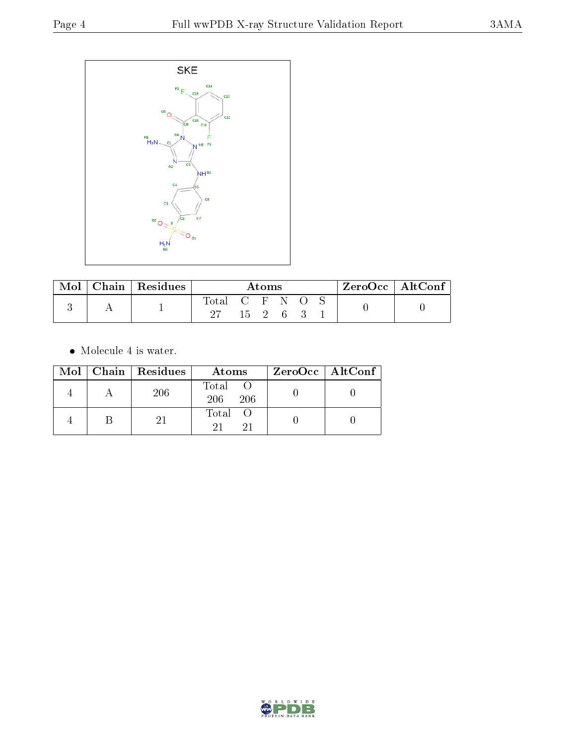SKE

| Mol | Chain | Residues | Atoms | ZeroOcc | AltConf |
|---|---|---|---|---|---|
| 3 | A | 1 | Total C F N O S<br>27 15 2 6 3 1 | 0 | 0 |

- Molecule 4 is water.

| Mol | Chain | Residues | Atoms | ZeroOcc | AltConf |
|---|---|---|---|---|---|
| 4 | A | 206 | Total O<br>206 206 | 0 | 0 |
| 4 | B | 21 | Total O<br>21 21 | 0 | 0 |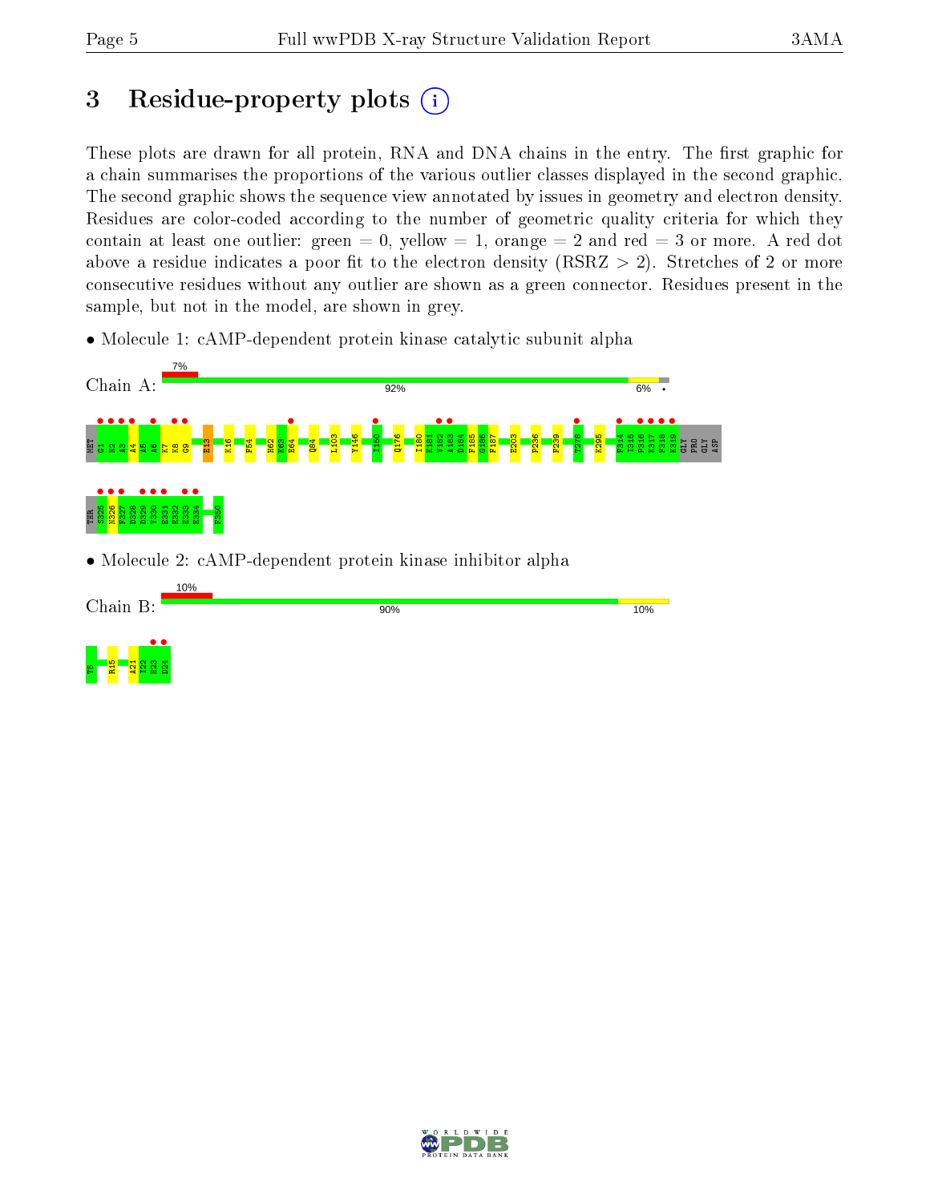# 3 Residue-property plots

These plots are drawn for all protein, RNA and DNA chains in the entry. The first graphic for a chain summarises the proportions of the various outlier classes displayed in the second graphic. The second graphic shows the sequence view annotated by issues in geometry and electron density. Residues are color-coded according to the number of geometric quality criteria for which they contain at least one outlier: green = 0, yellow = 1, orange = 2 and red = 3 or more. A red dot above a residue indicates a poor fit to the electron density (RSRZ > 2). Stretches of 2 or more consecutive residues without any outlier are shown as a green connector. Residues present in the sample, but not in the model, are shown in grey.

- Molecule 1: cAMP-dependent protein kinase catalytic subunit alpha

Chain A: 7% | 92% | 6% | •

MET G1 N2 A3 A4 A5 A6 K7 K8 G9 E13 K16 F54 H62 K63 E64 Q84 L103 Y146 I150 Q176 I180 K181 V182 A183 D184 F185 G186 F187 E203 P236 F239 T278 K295 F314 I315 P316 K317 F318 K319 GLY PRO GLY ASP THR S325 N326 F327 D328 D329 Y330 E331 E332 E333 E334 F350

- Molecule 2: cAMP-dependent protein kinase inhibitor alpha

Chain B: 10% | 90% | 10%

T5 R15 A21 I22 H23 D24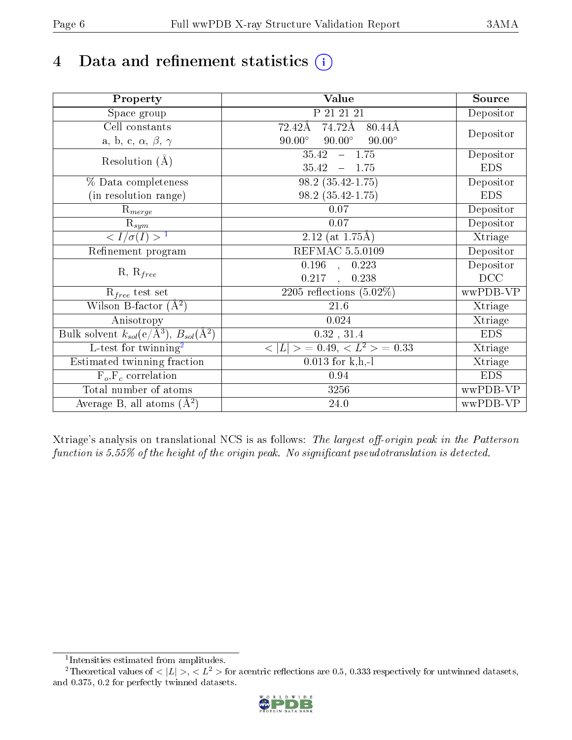# 4 Data and refinement statistics (i)

| Property | Value | Source |
|---|---|---|
| Space group | P 21 21 21 | Depositor |
| Cell constants<br>a, b, c, $\alpha$, $\beta$, $\gamma$ | 72.42Å 74.72Å 80.44Å<br>90.00° 90.00° 90.00° | Depositor |
| Resolution (Å) | 35.42 – 1.75<br>35.42 – 1.75 | Depositor<br>EDS |
| % Data completeness<br>(in resolution range) | 98.2 (35.42-1.75)<br>98.2 (35.42-1.75) | Depositor<br>EDS |
| $R_{merge}$ | 0.07 | Depositor |
| $R_{sym}$ | 0.07 | Depositor |
| $< I/\sigma(I) >$ [1] | 2.12 (at 1.75Å) | Xtriage |
| Refinement program | REFMAC 5.5.0109 | Depositor |
| R, $R_{free}$ | 0.196 , 0.223<br>0.217 , 0.238 | Depositor<br>DCC |
| $R_{free}$ test set | 2205 reflections (5.02%) | wwPDB-VP |
| Wilson B-factor (Å$^2$) | 21.6 | Xtriage |
| Anisotropy | 0.024 | Xtriage |
| Bulk solvent $k_{sol}$(e/Å$^3$), $B_{sol}$(Å$^2$) | 0.32 , 31.4 | EDS |
| L-test for twinning[2] | $< \|L\| > = 0.49$, $< L^2 > = 0.33$ | Xtriage |
| Estimated twinning fraction | 0.013 for k,h,-l | Xtriage |
| $F_o$,$F_c$ correlation | 0.94 | EDS |
| Total number of atoms | 3256 | wwPDB-VP |
| Average B, all atoms (Å$^2$) | 24.0 | wwPDB-VP |

Xtriage's analysis on translational NCS is as follows: *The largest off-origin peak in the Patterson function is 5.55% of the height of the origin peak. No significant pseudotranslation is detected.*

[1] Intensities estimated from amplitudes.

[2] Theoretical values of $< |L| >$, $< L^2 >$ for acentric reflections are 0.5, 0.333 respectively for untwinned datasets, and 0.375, 0.2 for perfectly twinned datasets.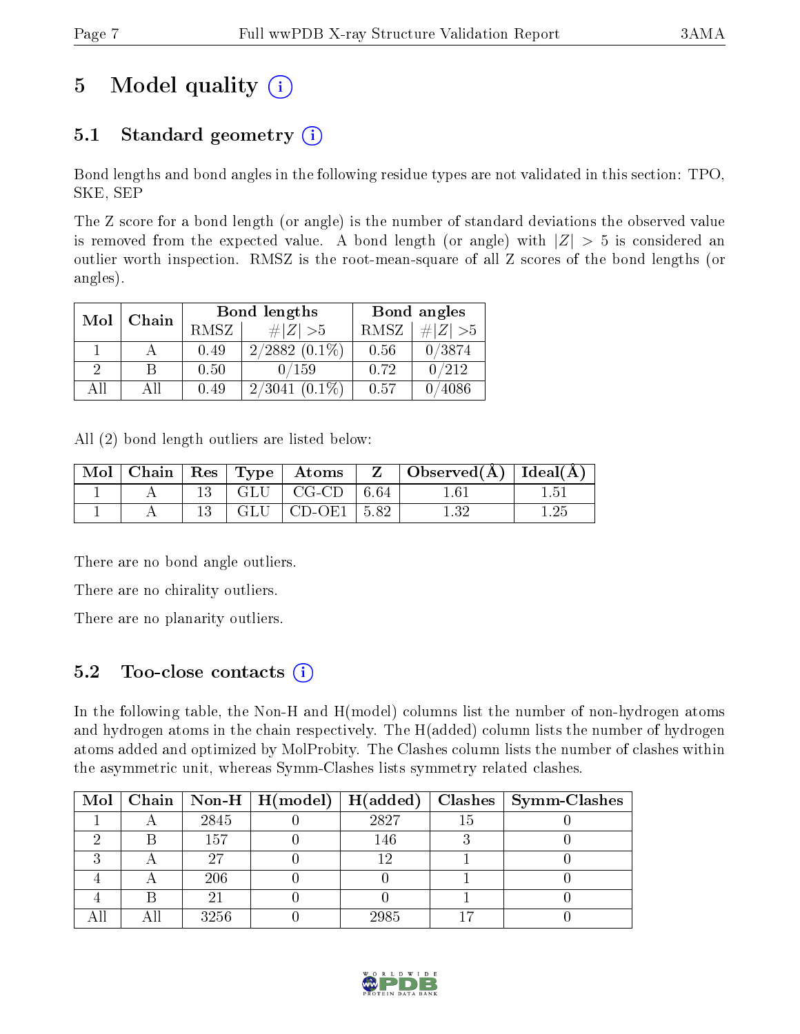# 5 Model quality

## 5.1 Standard geometry

Bond lengths and bond angles in the following residue types are not validated in this section: TPO, SKE, SEP

The Z score for a bond length (or angle) is the number of standard deviations the observed value is removed from the expected value. A bond length (or angle) with $|Z| > 5$ is considered an outlier worth inspection. RMSZ is the root-mean-square of all Z scores of the bond lengths (or angles).

| Mol | Chain | Bond lengths | | Bond angles | |
|---|---|---|---|---|---|
| | | RMSZ | #\|Z\| >5 | RMSZ | #\|Z\| >5 |
| 1 | A | 0.49 | 2/2882 (0.1%) | 0.56 | 0/3874 |
| 2 | B | 0.50 | 0/159 | 0.72 | 0/212 |
| All | All | 0.49 | 2/3041 (0.1%) | 0.57 | 0/4086 |

All (2) bond length outliers are listed below:

| Mol | Chain | Res | Type | Atoms | Z | Observed(Å) | Ideal(Å) |
|---|---|---|---|---|---|---|---|
| 1 | A | 13 | GLU | CG-CD | 6.64 | 1.61 | 1.51 |
| 1 | A | 13 | GLU | CD-OE1 | 5.82 | 1.32 | 1.25 |

There are no bond angle outliers.

There are no chirality outliers.

There are no planarity outliers.

## 5.2 Too-close contacts

In the following table, the Non-H and H(model) columns list the number of non-hydrogen atoms and hydrogen atoms in the chain respectively. The H(added) column lists the number of hydrogen atoms added and optimized by MolProbity. The Clashes column lists the number of clashes within the asymmetric unit, whereas Symm-Clashes lists symmetry related clashes.

| Mol | Chain | Non-H | H(model) | H(added) | Clashes | Symm-Clashes |
|---|---|---|---|---|---|---|
| 1 | A | 2845 | 0 | 2827 | 15 | 0 |
| 2 | B | 157 | 0 | 146 | 3 | 0 |
| 3 | A | 27 | 0 | 12 | 1 | 0 |
| 4 | A | 206 | 0 | 0 | 1 | 0 |
| 4 | B | 21 | 0 | 0 | 1 | 0 |
| All | All | 3256 | 0 | 2985 | 17 | 0 |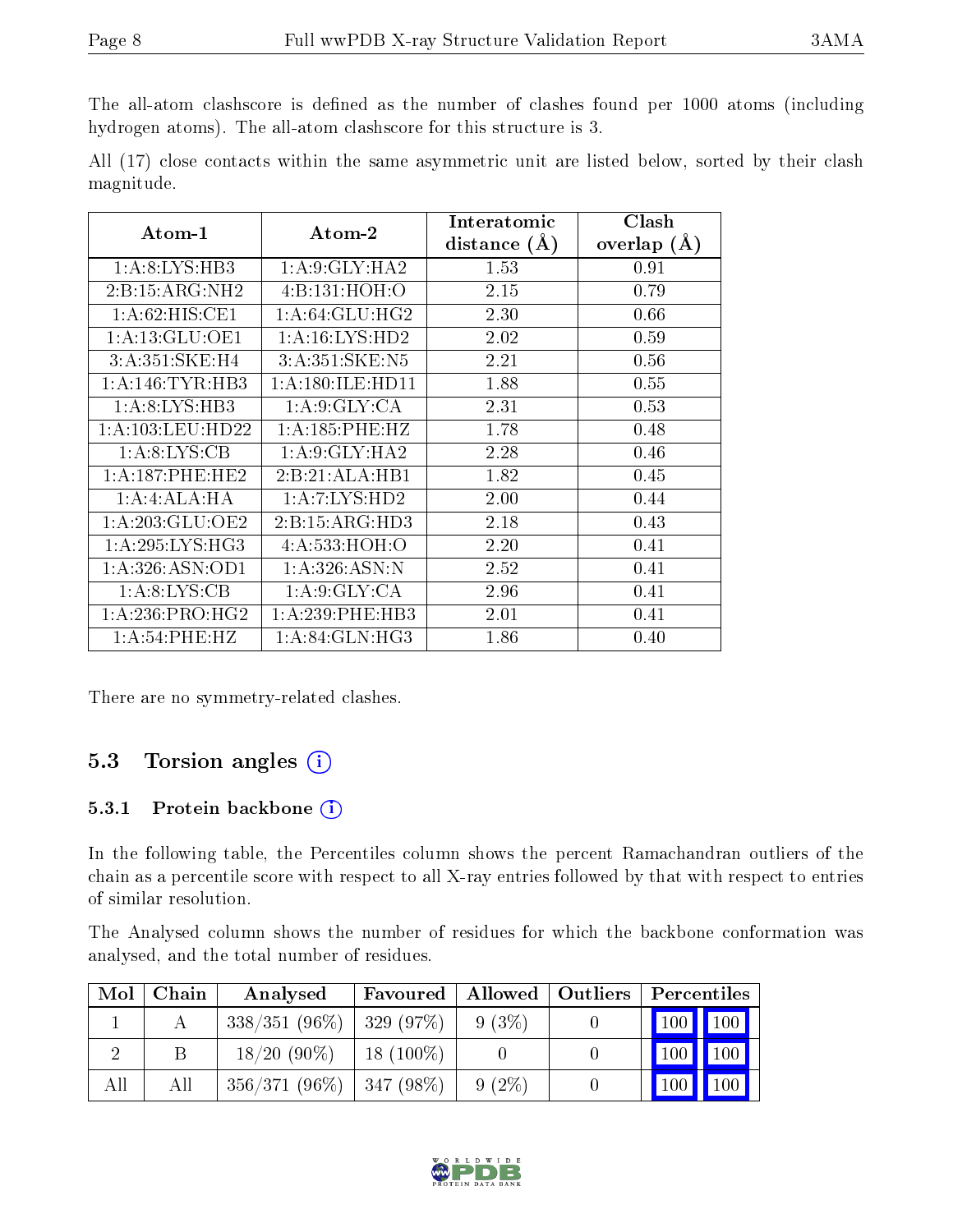The all-atom clashscore is defined as the number of clashes found per 1000 atoms (including hydrogen atoms). The all-atom clashscore for this structure is 3.

All (17) close contacts within the same asymmetric unit are listed below, sorted by their clash magnitude.

| Atom-1 | Atom-2 | Interatomic distance (Å) | Clash overlap (Å) |
|---|---|---|---|
| 1:A:8:LYS:HB3 | 1:A:9:GLY:HA2 | 1.53 | 0.91 |
| 2:B:15:ARG:NH2 | 4:B:131:HOH:O | 2.15 | 0.79 |
| 1:A:62:HIS:CE1 | 1:A:64:GLU:HG2 | 2.30 | 0.66 |
| 1:A:13:GLU:OE1 | 1:A:16:LYS:HD2 | 2.02 | 0.59 |
| 3:A:351:SKE:H4 | 3:A:351:SKE:N5 | 2.21 | 0.56 |
| 1:A:146:TYR:HB3 | 1:A:180:ILE:HD11 | 1.88 | 0.55 |
| 1:A:8:LYS:HB3 | 1:A:9:GLY:CA | 2.31 | 0.53 |
| 1:A:103:LEU:HD22 | 1:A:185:PHE:HZ | 1.78 | 0.48 |
| 1:A:8:LYS:CB | 1:A:9:GLY:HA2 | 2.28 | 0.46 |
| 1:A:187:PHE:HE2 | 2:B:21:ALA:HB1 | 1.82 | 0.45 |
| 1:A:4:ALA:HA | 1:A:7:LYS:HD2 | 2.00 | 0.44 |
| 1:A:203:GLU:OE2 | 2:B:15:ARG:HD3 | 2.18 | 0.43 |
| 1:A:295:LYS:HG3 | 4:A:533:HOH:O | 2.20 | 0.41 |
| 1:A:326:ASN:OD1 | 1:A:326:ASN:N | 2.52 | 0.41 |
| 1:A:8:LYS:CB | 1:A:9:GLY:CA | 2.96 | 0.41 |
| 1:A:236:PRO:HG2 | 1:A:239:PHE:HB3 | 2.01 | 0.41 |
| 1:A:54:PHE:HZ | 1:A:84:GLN:HG3 | 1.86 | 0.40 |

There are no symmetry-related clashes.

## 5.3 Torsion angles

### 5.3.1 Protein backbone

In the following table, the Percentiles column shows the percent Ramachandran outliers of the chain as a percentile score with respect to all X-ray entries followed by that with respect to entries of similar resolution.

The Analysed column shows the number of residues for which the backbone conformation was analysed, and the total number of residues.

| Mol | Chain | Analysed | Favoured | Allowed | Outliers | Percentiles | |
|---|---|---|---|---|---|---|---|
| 1 | A | 338/351 (96%) | 329 (97%) | 9 (3%) | 0 | 100 | 100 |
| 2 | B | 18/20 (90%) | 18 (100%) | 0 | 0 | 100 | 100 |
| All | All | 356/371 (96%) | 347 (98%) | 9 (2%) | 0 | 100 | 100 |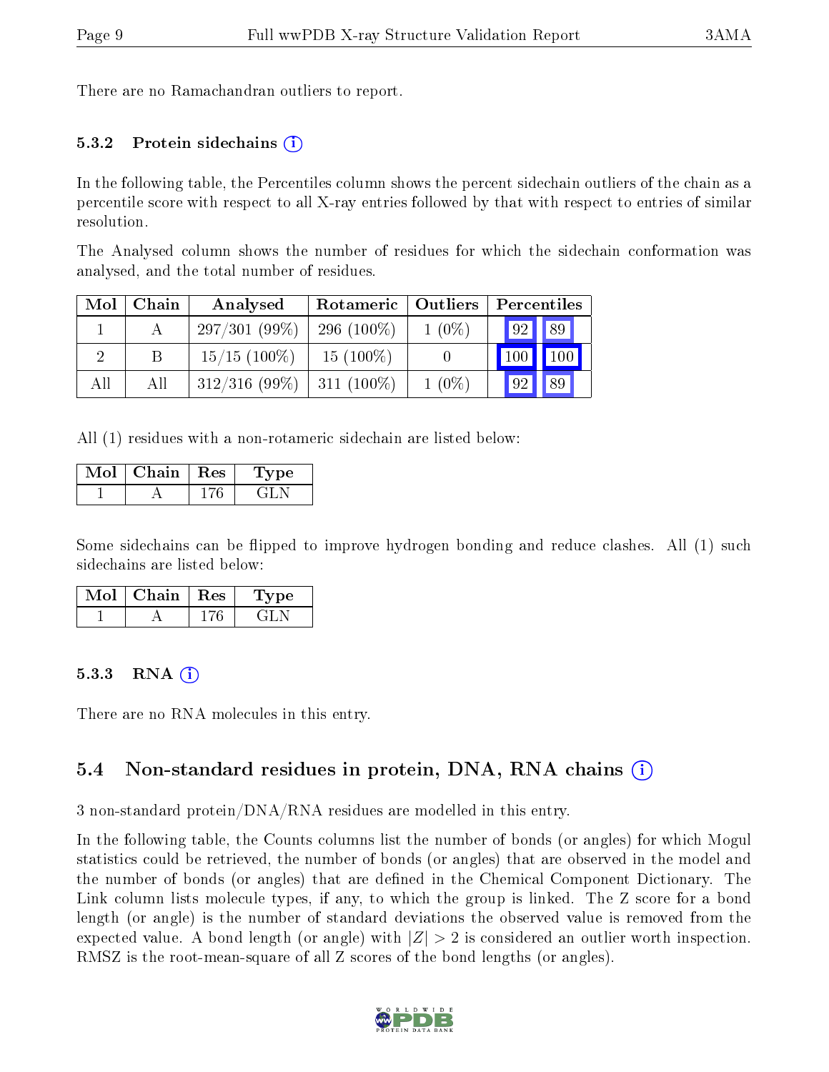There are no Ramachandran outliers to report.

### 5.3.2 Protein sidechains

In the following table, the Percentiles column shows the percent sidechain outliers of the chain as a percentile score with respect to all X-ray entries followed by that with respect to entries of similar resolution.

The Analysed column shows the number of residues for which the sidechain conformation was analysed, and the total number of residues.

| Mol | Chain | Analysed | Rotameric | Outliers | Percentiles | |
|---|---|---|---|---|---|---|
| 1 | A | 297/301 (99%) | 296 (100%) | 1 (0%) | 92 | 89 |
| 2 | B | 15/15 (100%) | 15 (100%) | 0 | 100 | 100 |
| All | All | 312/316 (99%) | 311 (100%) | 1 (0%) | 92 | 89 |

All (1) residues with a non-rotameric sidechain are listed below:

| Mol | Chain | Res | Type |
|---|---|---|---|
| 1 | A | 176 | GLN |

Some sidechains can be flipped to improve hydrogen bonding and reduce clashes. All (1) such sidechains are listed below:

| Mol | Chain | Res | Type |
|---|---|---|---|
| 1 | A | 176 | GLN |

### 5.3.3 RNA

There are no RNA molecules in this entry.

## 5.4 Non-standard residues in protein, DNA, RNA chains

3 non-standard protein/DNA/RNA residues are modelled in this entry.

In the following table, the Counts columns list the number of bonds (or angles) for which Mogul statistics could be retrieved, the number of bonds (or angles) that are observed in the model and the number of bonds (or angles) that are defined in the Chemical Component Dictionary. The Link column lists molecule types, if any, to which the group is linked. The Z score for a bond length (or angle) is the number of standard deviations the observed value is removed from the expected value. A bond length (or angle) with $|Z| > 2$ is considered an outlier worth inspection. RMSZ is the root-mean-square of all Z scores of the bond lengths (or angles).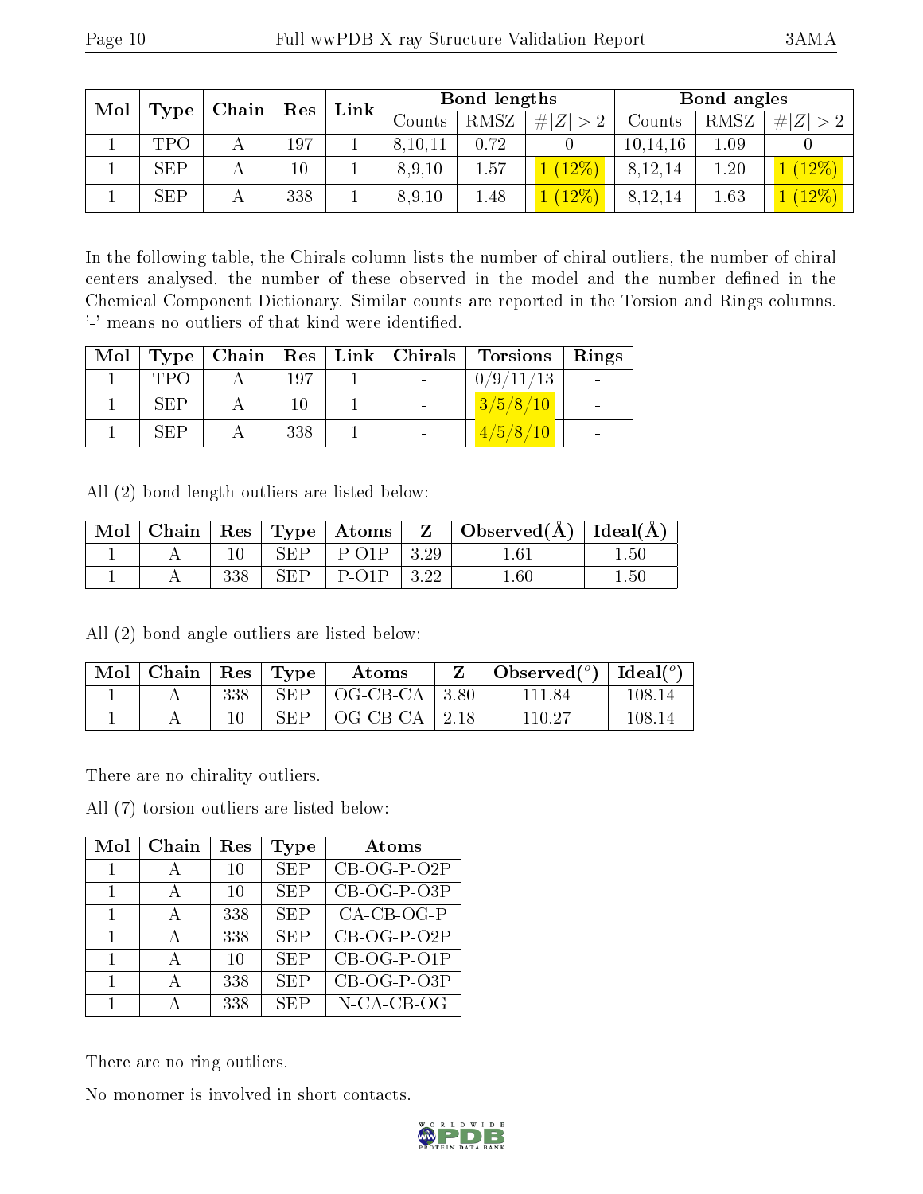| Mol | Type | Chain | Res | Link | Bond lengths | | | Bond angles | | |
|---|---|---|---|---|---|---|---|---|---|---|
| | | | | | Counts | RMSZ | #\|Z\| > 2 | Counts | RMSZ | #\|Z\| > 2 |
| 1 | TPO | A | 197 | 1 | 8,10,11 | 0.72 | 0 | 10,14,16 | 1.09 | 0 |
| 1 | SEP | A | 10 | 1 | 8,9,10 | 1.57 | 1 (12%) | 8,12,14 | 1.20 | 1 (12%) |
| 1 | SEP | A | 338 | 1 | 8,9,10 | 1.48 | 1 (12%) | 8,12,14 | 1.63 | 1 (12%) |

In the following table, the Chirals column lists the number of chiral outliers, the number of chiral centers analysed, the number of these observed in the model and the number defined in the Chemical Component Dictionary. Similar counts are reported in the Torsion and Rings columns. '-' means no outliers of that kind were identified.

| Mol | Type | Chain | Res | Link | Chirals | Torsions | Rings |
|---|---|---|---|---|---|---|---|
| 1 | TPO | A | 197 | 1 | - | 0/9/11/13 | - |
| 1 | SEP | A | 10 | 1 | - | 3/5/8/10 | - |
| 1 | SEP | A | 338 | 1 | - | 4/5/8/10 | - |

All (2) bond length outliers are listed below:

| Mol | Chain | Res | Type | Atoms | Z | Observed(Å) | Ideal(Å) |
|---|---|---|---|---|---|---|---|
| 1 | A | 10 | SEP | P-O1P | 3.29 | 1.61 | 1.50 |
| 1 | A | 338 | SEP | P-O1P | 3.22 | 1.60 | 1.50 |

All (2) bond angle outliers are listed below:

| Mol | Chain | Res | Type | Atoms | Z | Observed(°) | Ideal(°) |
|---|---|---|---|---|---|---|---|
| 1 | A | 338 | SEP | OG-CB-CA | 3.80 | 111.84 | 108.14 |
| 1 | A | 10 | SEP | OG-CB-CA | 2.18 | 110.27 | 108.14 |

There are no chirality outliers.

All (7) torsion outliers are listed below:

| Mol | Chain | Res | Type | Atoms |
|---|---|---|---|---|
| 1 | A | 10 | SEP | CB-OG-P-O2P |
| 1 | A | 10 | SEP | CB-OG-P-O3P |
| 1 | A | 338 | SEP | CA-CB-OG-P |
| 1 | A | 338 | SEP | CB-OG-P-O2P |
| 1 | A | 10 | SEP | CB-OG-P-O1P |
| 1 | A | 338 | SEP | CB-OG-P-O3P |
| 1 | A | 338 | SEP | N-CA-CB-OG |

There are no ring outliers.

No monomer is involved in short contacts.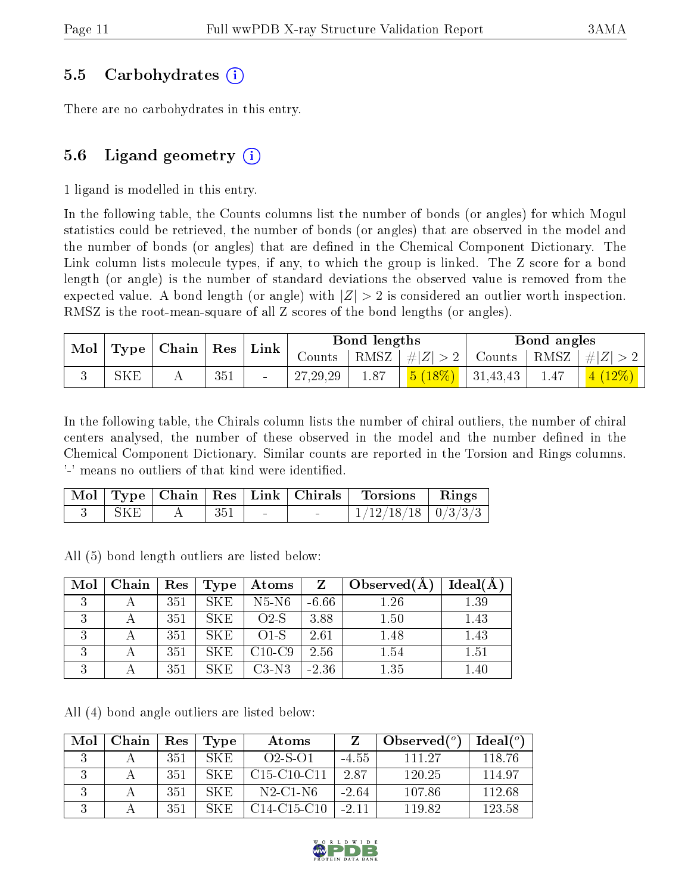## 5.5 Carbohydrates (i)

There are no carbohydrates in this entry.

## 5.6 Ligand geometry (i)

1 ligand is modelled in this entry.

In the following table, the Counts columns list the number of bonds (or angles) for which Mogul statistics could be retrieved, the number of bonds (or angles) that are observed in the model and the number of bonds (or angles) that are defined in the Chemical Component Dictionary. The Link column lists molecule types, if any, to which the group is linked. The Z score for a bond length (or angle) is the number of standard deviations the observed value is removed from the expected value. A bond length (or angle) with $|Z| > 2$ is considered an outlier worth inspection. RMSZ is the root-mean-square of all Z scores of the bond lengths (or angles).

| Mol | Type | Chain | Res | Link | Bond lengths | | | Bond angles | | |
|---|---|---|---|---|---|---|---|---|---|---|
| | | | | | Counts | RMSZ | $\#\|Z\| > 2$ | Counts | RMSZ | $\#\|Z\| > 2$ |
| 3 | SKE | A | 351 | - | 27,29,29 | 1.87 | 5 (18%) | 31,43,43 | 1.47 | 4 (12%) |

In the following table, the Chirals column lists the number of chiral outliers, the number of chiral centers analysed, the number of these observed in the model and the number defined in the Chemical Component Dictionary. Similar counts are reported in the Torsion and Rings columns. '-' means no outliers of that kind were identified.

| Mol | Type | Chain | Res | Link | Chirals | Torsions | Rings |
|---|---|---|---|---|---|---|---|
| 3 | SKE | A | 351 | - | - | 1/12/18/18 | 0/3/3/3 |

All (5) bond length outliers are listed below:

| Mol | Chain | Res | Type | Atoms | Z | Observed(Å) | Ideal(Å) |
|---|---|---|---|---|---|---|---|
| 3 | A | 351 | SKE | N5-N6 | -6.66 | 1.26 | 1.39 |
| 3 | A | 351 | SKE | O2-S | 3.88 | 1.50 | 1.43 |
| 3 | A | 351 | SKE | O1-S | 2.61 | 1.48 | 1.43 |
| 3 | A | 351 | SKE | C10-C9 | 2.56 | 1.54 | 1.51 |
| 3 | A | 351 | SKE | C3-N3 | -2.36 | 1.35 | 1.40 |

All (4) bond angle outliers are listed below:

| Mol | Chain | Res | Type | Atoms | Z | Observed($^o$) | Ideal($^o$) |
|---|---|---|---|---|---|---|---|
| 3 | A | 351 | SKE | O2-S-O1 | -4.55 | 111.27 | 118.76 |
| 3 | A | 351 | SKE | C15-C10-C11 | 2.87 | 120.25 | 114.97 |
| 3 | A | 351 | SKE | N2-C1-N6 | -2.64 | 107.86 | 112.68 |
| 3 | A | 351 | SKE | C14-C15-C10 | -2.11 | 119.82 | 123.58 |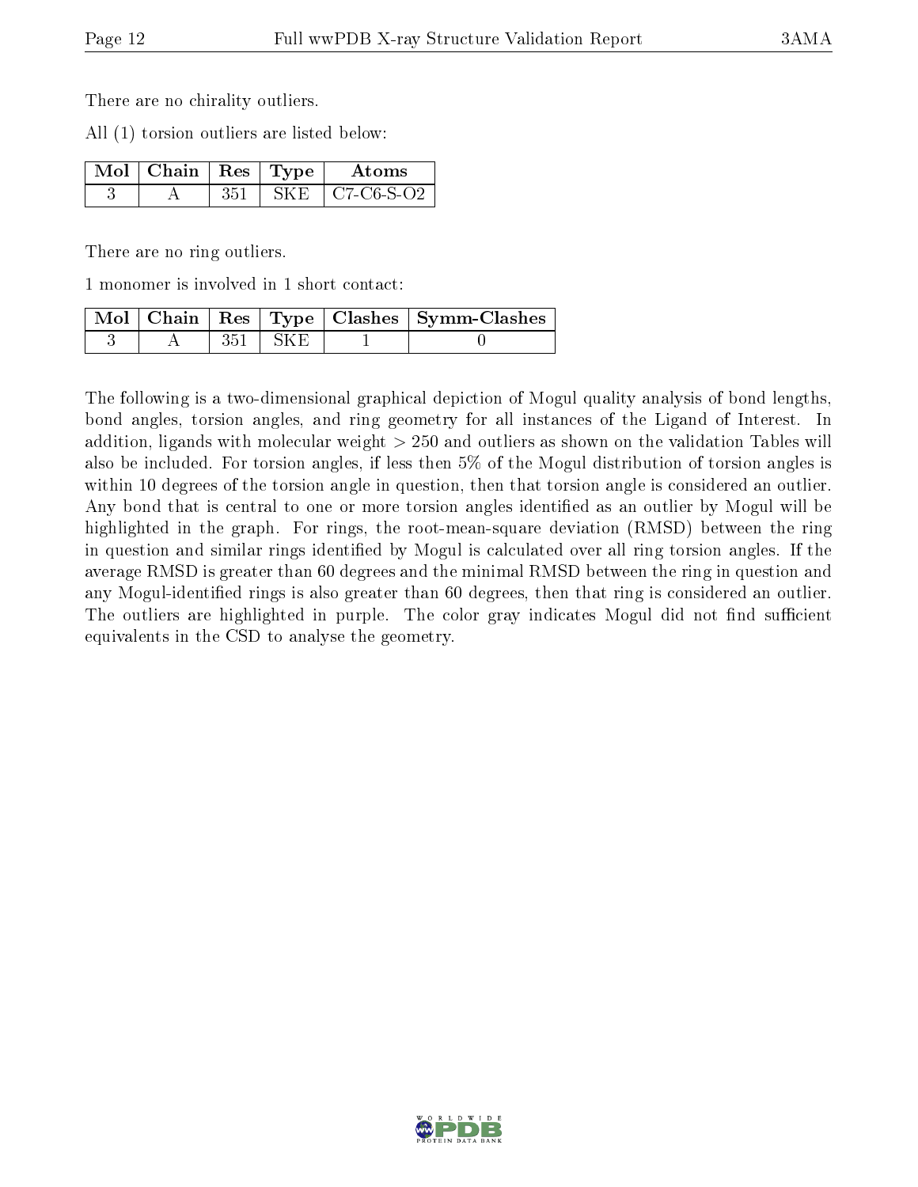There are no chirality outliers.

All (1) torsion outliers are listed below:

| Mol | Chain | Res | Type | Atoms |
|---|---|---|---|---|
| 3 | A | 351 | SKE | C7-C6-S-O2 |

There are no ring outliers.

1 monomer is involved in 1 short contact:

| Mol | Chain | Res | Type | Clashes | Symm-Clashes |
|---|---|---|---|---|---|
| 3 | A | 351 | SKE | 1 | 0 |

The following is a two-dimensional graphical depiction of Mogul quality analysis of bond lengths, bond angles, torsion angles, and ring geometry for all instances of the Ligand of Interest. In addition, ligands with molecular weight > 250 and outliers as shown on the validation Tables will also be included. For torsion angles, if less then 5% of the Mogul distribution of torsion angles is within 10 degrees of the torsion angle in question, then that torsion angle is considered an outlier. Any bond that is central to one or more torsion angles identified as an outlier by Mogul will be highlighted in the graph. For rings, the root-mean-square deviation (RMSD) between the ring in question and similar rings identified by Mogul is calculated over all ring torsion angles. If the average RMSD is greater than 60 degrees and the minimal RMSD between the ring in question and any Mogul-identified rings is also greater than 60 degrees, then that ring is considered an outlier. The outliers are highlighted in purple. The color gray indicates Mogul did not find sufficient equivalents in the CSD to analyse the geometry.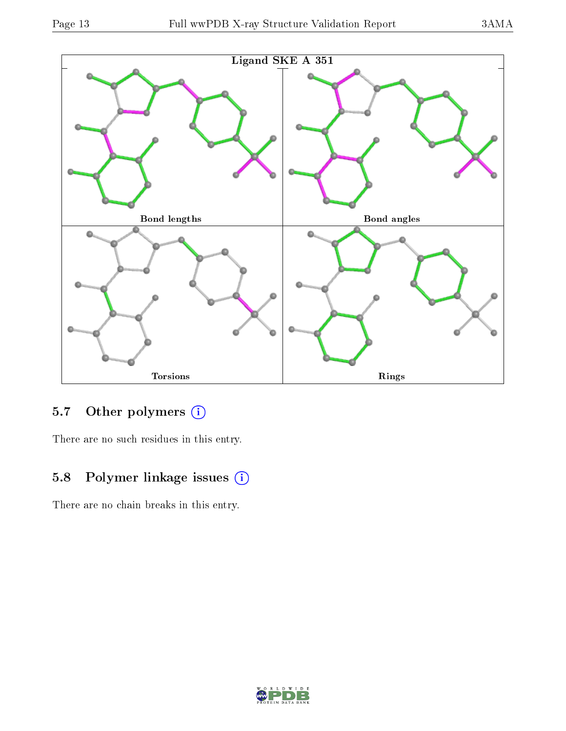Ligand SKE A 351

Bond lengths

Bond angles

Torsions

Rings

## 5.7 Other polymers (i)

There are no such residues in this entry.

## 5.8 Polymer linkage issues (i)

There are no chain breaks in this entry.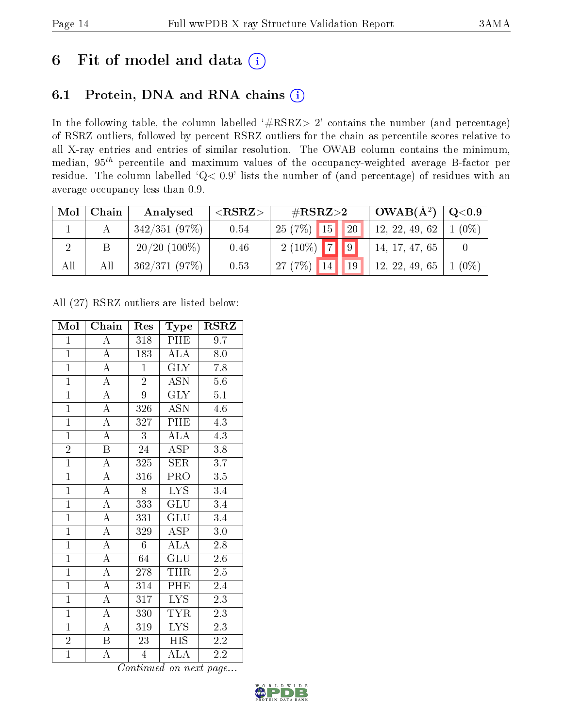# 6 Fit of model and data (i)

## 6.1 Protein, DNA and RNA chains (i)

In the following table, the column labelled '#RSRZ> 2' contains the number (and percentage) of RSRZ outliers, followed by percent RSRZ outliers for the chain as percentile scores relative to all X-ray entries and entries of similar resolution. The OWAB column contains the minimum, median, $95^{th}$ percentile and maximum values of the occupancy-weighted average B-factor per residue. The column labelled 'Q< 0.9' lists the number of (and percentage) of residues with an average occupancy less than 0.9.

| Mol | Chain | Analysed | <RSRZ> | #RSRZ>2 | OWAB(Å$^2$) | Q<0.9 |
|---|---|---|---|---|---|---|
| 1 | A | 342/351 (97%) | 0.54 | 25 (7%) 15 20 | 12, 22, 49, 62 | 1 (0%) |
| 2 | B | 20/20 (100%) | 0.46 | 2 (10%) 7 9 | 14, 17, 47, 65 | 0 |
| All | All | 362/371 (97%) | 0.53 | 27 (7%) 14 19 | 12, 22, 49, 65 | 1 (0%) |

All (27) RSRZ outliers are listed below:

| Mol | Chain | Res | Type | RSRZ |
|---|---|---|---|---|
| 1 | A | 318 | PHE | 9.7 |
| 1 | A | 183 | ALA | 8.0 |
| 1 | A | 1 | GLY | 7.8 |
| 1 | A | 2 | ASN | 5.6 |
| 1 | A | 9 | GLY | 5.1 |
| 1 | A | 326 | ASN | 4.6 |
| 1 | A | 327 | PHE | 4.3 |
| 1 | A | 3 | ALA | 4.3 |
| 2 | B | 24 | ASP | 3.8 |
| 1 | A | 325 | SER | 3.7 |
| 1 | A | 316 | PRO | 3.5 |
| 1 | A | 8 | LYS | 3.4 |
| 1 | A | 333 | GLU | 3.4 |
| 1 | A | 331 | GLU | 3.4 |
| 1 | A | 329 | ASP | 3.0 |
| 1 | A | 6 | ALA | 2.8 |
| 1 | A | 64 | GLU | 2.6 |
| 1 | A | 278 | THR | 2.5 |
| 1 | A | 314 | PHE | 2.4 |
| 1 | A | 317 | LYS | 2.3 |
| 1 | A | 330 | TYR | 2.3 |
| 1 | A | 319 | LYS | 2.3 |
| 2 | B | 23 | HIS | 2.2 |
| 1 | A | 4 | ALA | 2.2 |

*Continued on next page...*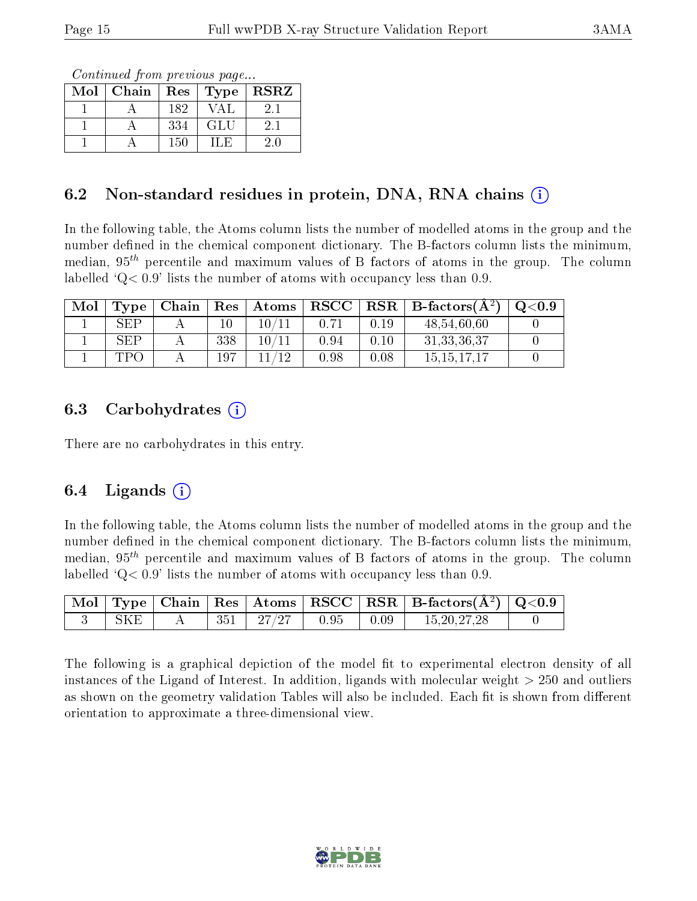*Continued from previous page...*

| Mol | Chain | Res | Type | RSRZ |
|---|---|---|---|---|
| 1 | A | 182 | VAL | 2.1 |
| 1 | A | 334 | GLU | 2.1 |
| 1 | A | 150 | ILE | 2.0 |

## 6.2 Non-standard residues in protein, DNA, RNA chains

In the following table, the Atoms column lists the number of modelled atoms in the group and the number defined in the chemical component dictionary. The B-factors column lists the minimum, median, $95^{th}$ percentile and maximum values of B factors of atoms in the group. The column labelled 'Q< 0.9' lists the number of atoms with occupancy less than 0.9.

| Mol | Type | Chain | Res | Atoms | RSCC | RSR | B-factors($Å^2$) | Q<0.9 |
|---|---|---|---|---|---|---|---|---|
| 1 | SEP | A | 10 | 10/11 | 0.71 | 0.19 | 48,54,60,60 | 0 |
| 1 | SEP | A | 338 | 10/11 | 0.94 | 0.10 | 31,33,36,37 | 0 |
| 1 | TPO | A | 197 | 11/12 | 0.98 | 0.08 | 15,15,17,17 | 0 |

## 6.3 Carbohydrates

There are no carbohydrates in this entry.

## 6.4 Ligands

In the following table, the Atoms column lists the number of modelled atoms in the group and the number defined in the chemical component dictionary. The B-factors column lists the minimum, median, $95^{th}$ percentile and maximum values of B factors of atoms in the group. The column labelled 'Q< 0.9' lists the number of atoms with occupancy less than 0.9.

| Mol | Type | Chain | Res | Atoms | RSCC | RSR | B-factors($Å^2$) | Q<0.9 |
|---|---|---|---|---|---|---|---|---|
| 3 | SKE | A | 351 | 27/27 | 0.95 | 0.09 | 15,20,27,28 | 0 |

The following is a graphical depiction of the model fit to experimental electron density of all instances of the Ligand of Interest. In addition, ligands with molecular weight > 250 and outliers as shown on the geometry validation Tables will also be included. Each fit is shown from different orientation to approximate a three-dimensional view.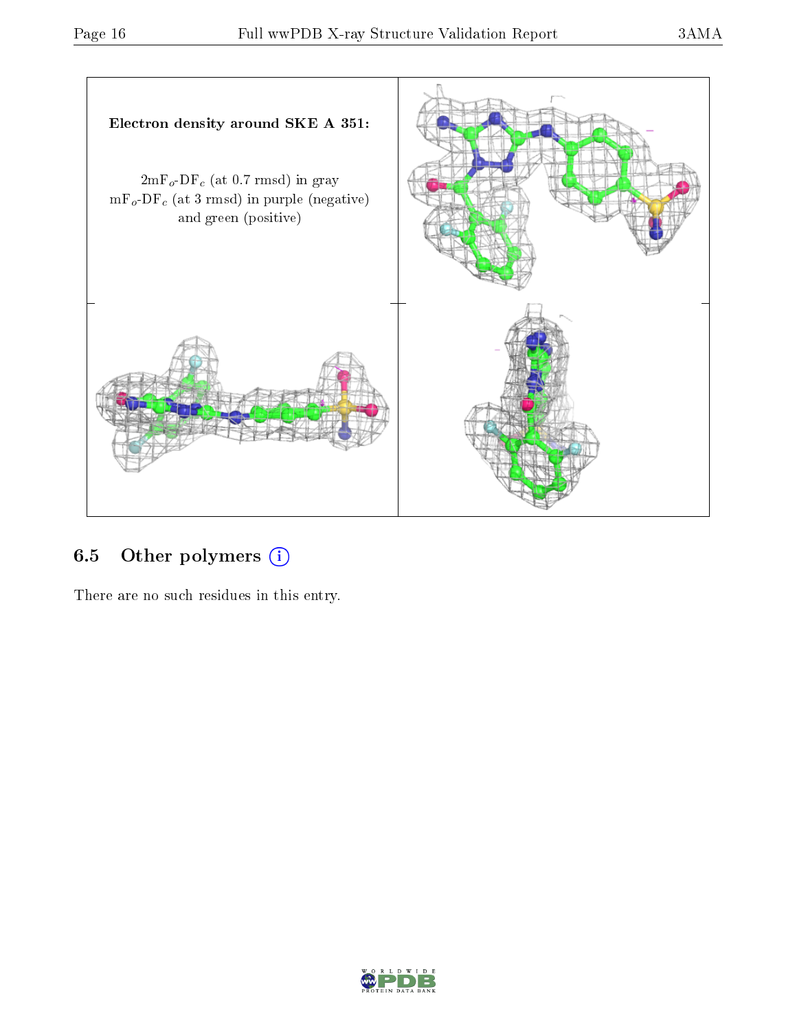**Electron density around SKE A 351:**

$2mF_o$-$DF_c$ (at 0.7 rmsd) in gray
$mF_o$-$DF_c$ (at 3 rmsd) in purple (negative)
and green (positive)

## 6.5 Other polymers

There are no such residues in this entry.